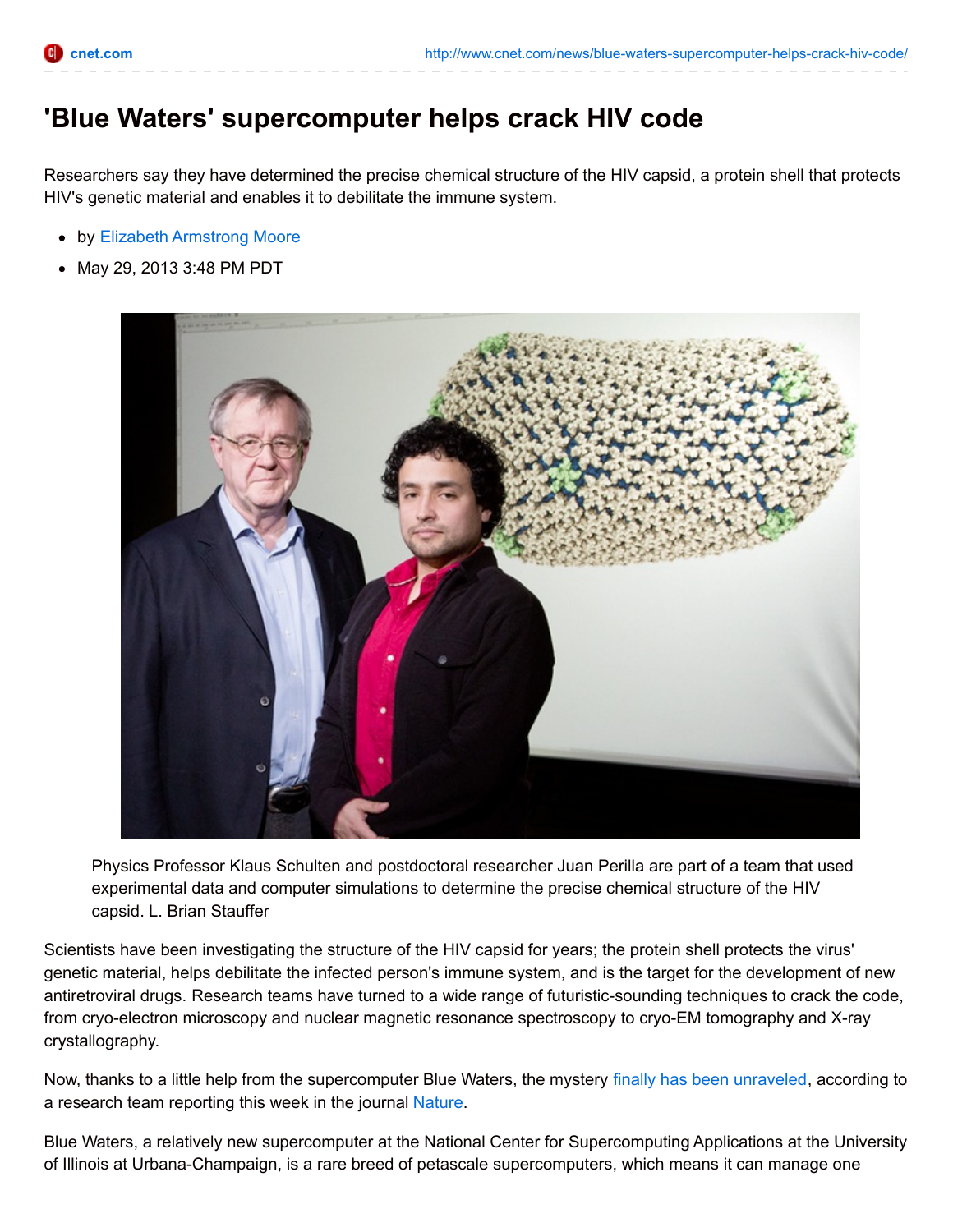# 'Blue Waters' supercomputer helps crack HIV code

Researchers say they have determined the precise chemical structure of the HIV capsid, a protein shell that protects HIV's genetic material and enables it to debilitate the immune system.

- by Elizabeth Armstrong Moore
- May 29, 2013 3:48 PM PDT

Physics Professor Klaus Schulten and postdoctoral researcher Juan Perilla are part of a team that used experimental data and computer simulations to determine the precise chemical structure of the HIV capsid. L. Brian Stauffer

Scientists have been investigating the structure of the HIV capsid for years; the protein shell protects the virus' genetic material, helps debilitate the infected person's immune system, and is the target for the development of new antiretroviral drugs. Research teams have turned to a wide range of futuristic-sounding techniques to crack the code, from cryo-electron microscopy and nuclear magnetic resonance spectroscopy to cryo-EM tomography and X-ray crystallography.

Now, thanks to a little help from the supercomputer Blue Waters, the mystery finally has been unraveled, according to a research team reporting this week in the journal Nature.

Blue Waters, a relatively new supercomputer at the National Center for Supercomputing Applications at the University of Illinois at Urbana-Champaign, is a rare breed of petascale supercomputers, which means it can manage one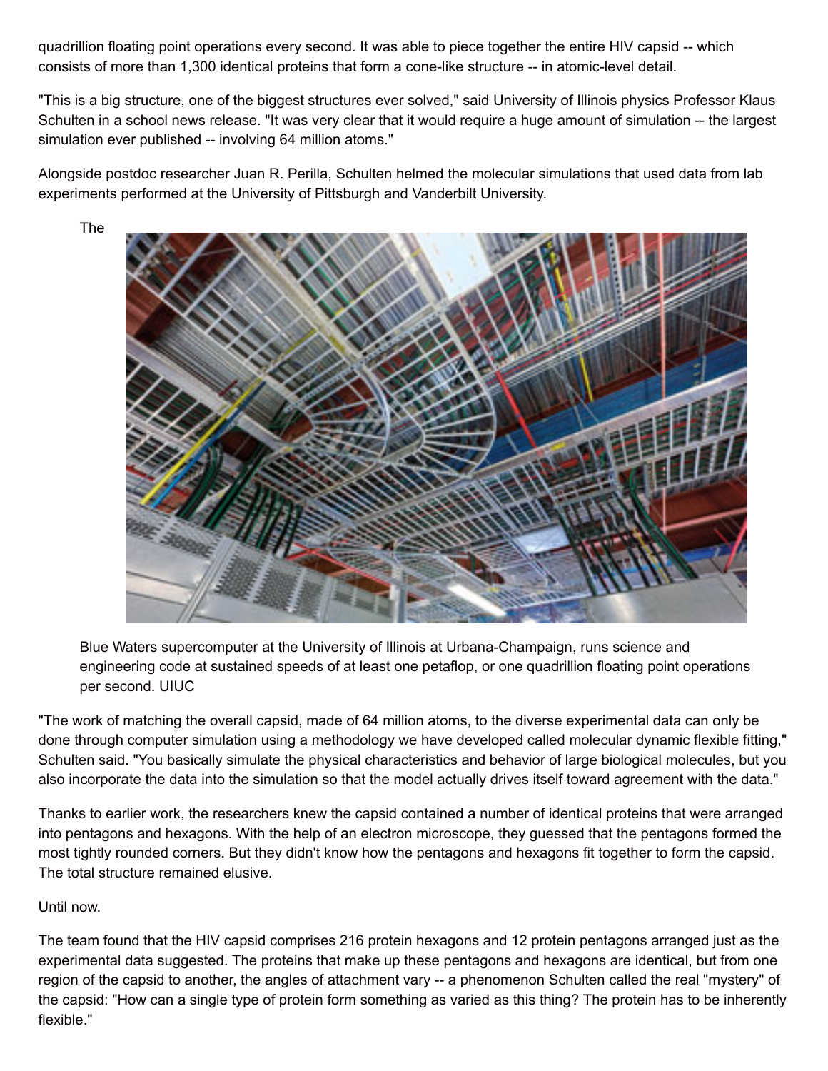quadrillion floating point operations every second. It was able to piece together the entire HIV capsid -- which consists of more than 1,300 identical proteins that form a cone-like structure -- in atomic-level detail.

"This is a big structure, one of the biggest structures ever solved," said University of Illinois physics Professor Klaus Schulten in a school news release. "It was very clear that it would require a huge amount of simulation -- the largest simulation ever published -- involving 64 million atoms."

Alongside postdoc researcher Juan R. Perilla, Schulten helmed the molecular simulations that used data from lab experiments performed at the University of Pittsburgh and Vanderbilt University.

The Blue Waters supercomputer at the University of Illinois at Urbana-Champaign, runs science and engineering code at sustained speeds of at least one petaflop, or one quadrillion floating point operations per second. UIUC

"The work of matching the overall capsid, made of 64 million atoms, to the diverse experimental data can only be done through computer simulation using a methodology we have developed called molecular dynamic flexible fitting," Schulten said. "You basically simulate the physical characteristics and behavior of large biological molecules, but you also incorporate the data into the simulation so that the model actually drives itself toward agreement with the data."

Thanks to earlier work, the researchers knew the capsid contained a number of identical proteins that were arranged into pentagons and hexagons. With the help of an electron microscope, they guessed that the pentagons formed the most tightly rounded corners. But they didn't know how the pentagons and hexagons fit together to form the capsid. The total structure remained elusive.

Until now.

The team found that the HIV capsid comprises 216 protein hexagons and 12 protein pentagons arranged just as the experimental data suggested. The proteins that make up these pentagons and hexagons are identical, but from one region of the capsid to another, the angles of attachment vary -- a phenomenon Schulten called the real "mystery" of the capsid: "How can a single type of protein form something as varied as this thing? The protein has to be inherently flexible."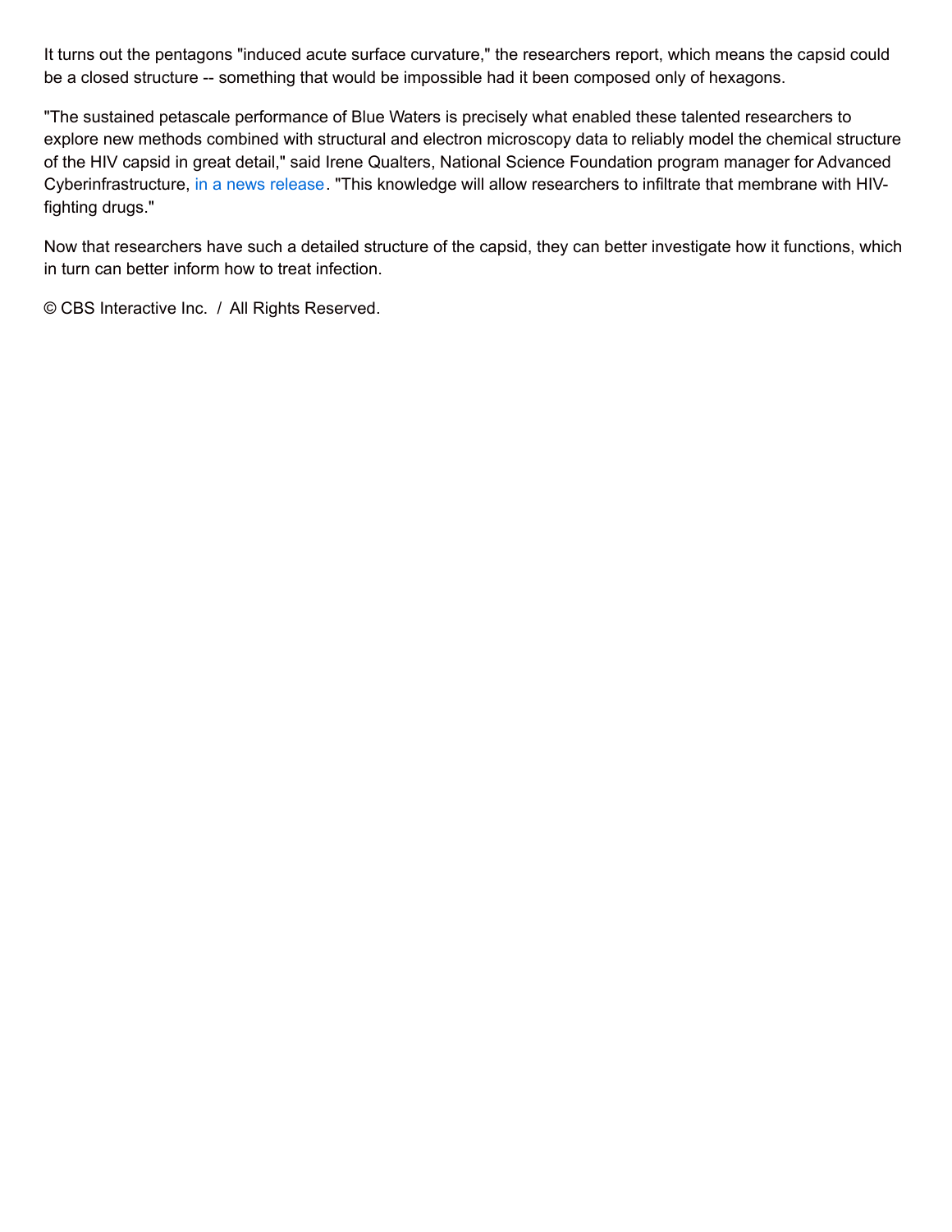It turns out the pentagons "induced acute surface curvature," the researchers report, which means the capsid could be a closed structure -- something that would be impossible had it been composed only of hexagons.

"The sustained petascale performance of Blue Waters is precisely what enabled these talented researchers to explore new methods combined with structural and electron microscopy data to reliably model the chemical structure of the HIV capsid in great detail," said Irene Qualters, National Science Foundation program manager for Advanced Cyberinfrastructure, in a news release. "This knowledge will allow researchers to infiltrate that membrane with HIV-fighting drugs."

Now that researchers have such a detailed structure of the capsid, they can better investigate how it functions, which in turn can better inform how to treat infection.

© CBS Interactive Inc. / All Rights Reserved.